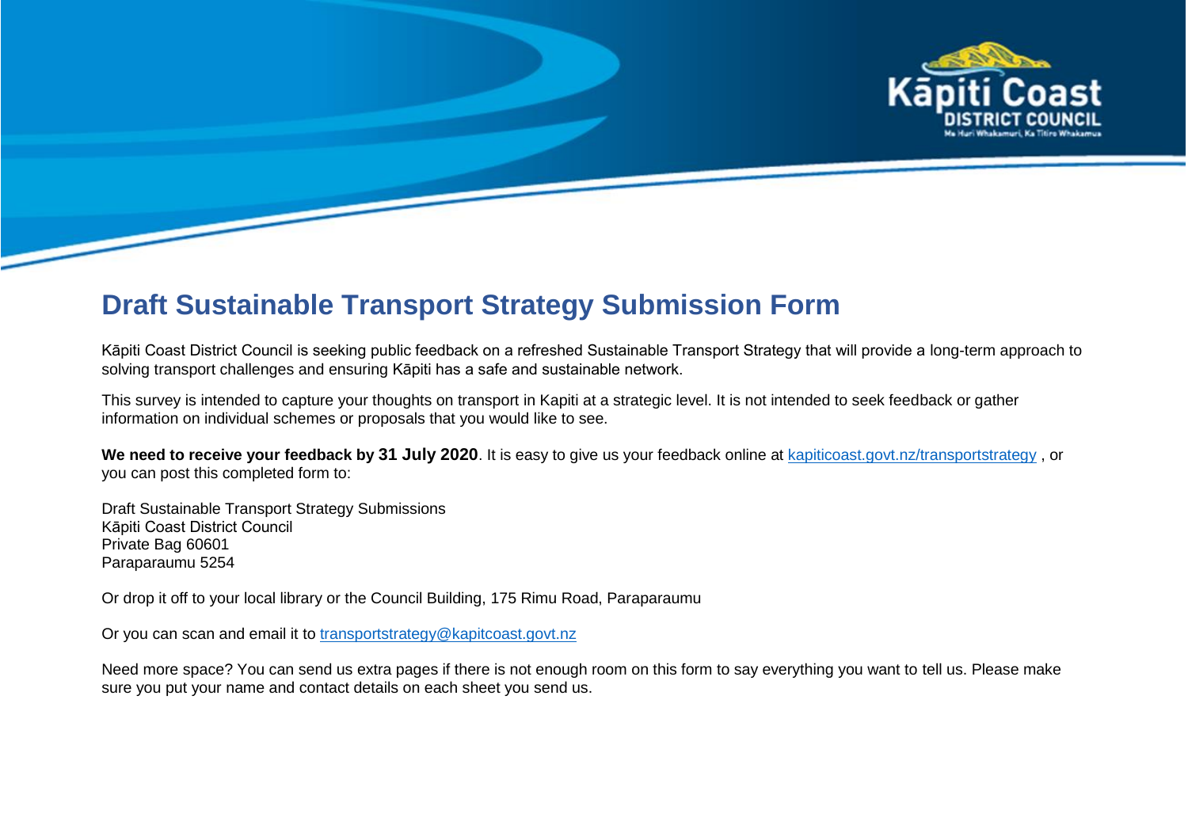# Draft Sustainable Transport Strategy Submission Form

Kāpiti Coast District Council is seeking public feedback on a refreshed Sustainable Transport Strategy that will provide a long-term approach to solving transport challenges and ensuring Kāpiti has a safe and sustainable network.

This survey is intended to capture your thoughts on transport in Kapiti at a strategic level. It is not intended to seek feedback or gather information on individual schemes or proposals that you would like to see.

**We need to receive your feedback by 31 July 2020**. It is easy to give us your feedback online at kapiticoast.govt.nz/transportstrategy , or you can post this completed form to:

Draft Sustainable Transport Strategy Submissions
Kāpiti Coast District Council
Private Bag 60601
Paraparaumu 5254

Or drop it off to your local library or the Council Building, 175 Rimu Road, Paraparaumu

Or you can scan and email it to transportstrategy@kapitcoast.govt.nz

Need more space? You can send us extra pages if there is not enough room on this form to say everything you want to tell us. Please make sure you put your name and contact details on each sheet you send us.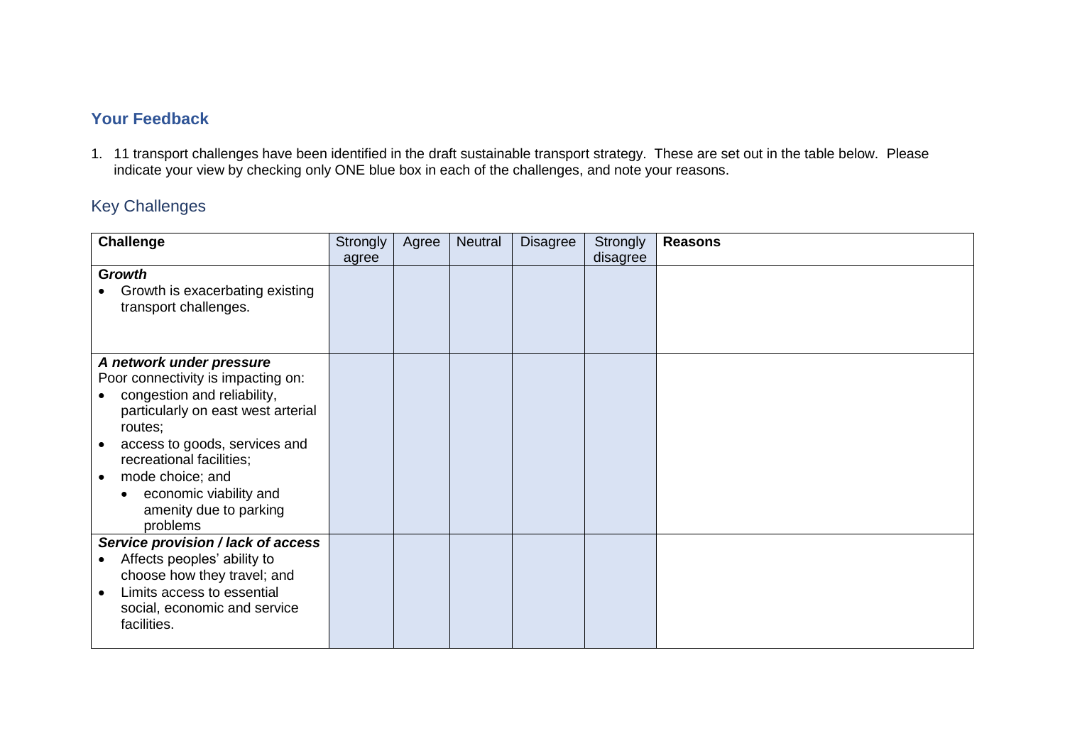## Your Feedback

1. 11 transport challenges have been identified in the draft sustainable transport strategy. These are set out in the table below. Please indicate your view by checking only ONE blue box in each of the challenges, and note your reasons.

### Key Challenges

| Challenge | Strongly agree | Agree | Neutral | Disagree | Strongly disagree | Reasons |
|---|---|---|---|---|---|---|
| ***Growth***<br>• Growth is exacerbating existing transport challenges. | | | | | | |
| ***A network under pressure***<br>Poor connectivity is impacting on:<br>• congestion and reliability, particularly on east west arterial routes;<br>• access to goods, services and recreational facilities;<br>• mode choice; and<br>  • economic viability and amenity due to parking problems | | | | | | |
| ***Service provision / lack of access***<br>• Affects peoples' ability to choose how they travel; and<br>• Limits access to essential social, economic and service facilities. | | | | | | |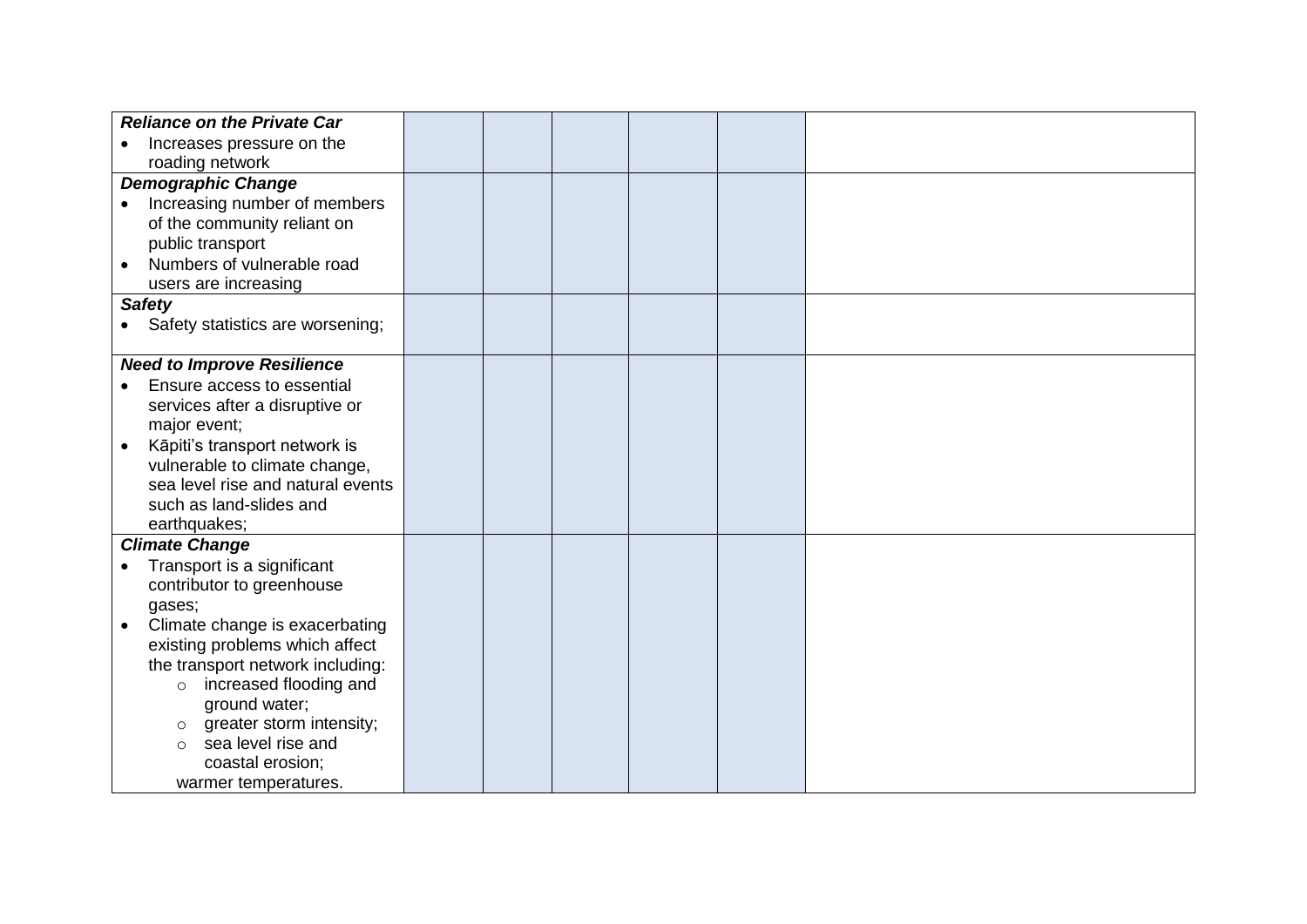| | | | | | | |
|---|---|---|---|---|---|---|
| ***Reliance on the Private Car*** <br>• Increases pressure on the roading network | | | | | | |
| ***Demographic Change*** <br>• Increasing number of members of the community reliant on public transport <br>• Numbers of vulnerable road users are increasing | | | | | | |
| ***Safety*** <br>• Safety statistics are worsening; | | | | | | |
| ***Need to Improve Resilience*** <br>• Ensure access to essential services after a disruptive or major event; <br>• Kāpiti's transport network is vulnerable to climate change, sea level rise and natural events such as land-slides and earthquakes; | | | | | | |
| ***Climate Change*** <br>• Transport is a significant contributor to greenhouse gases; <br>• Climate change is exacerbating existing problems which affect the transport network including: <br>  ○ increased flooding and ground water; <br>  ○ greater storm intensity; <br>  ○ sea level rise and coastal erosion; <br>  warmer temperatures. | | | | | | |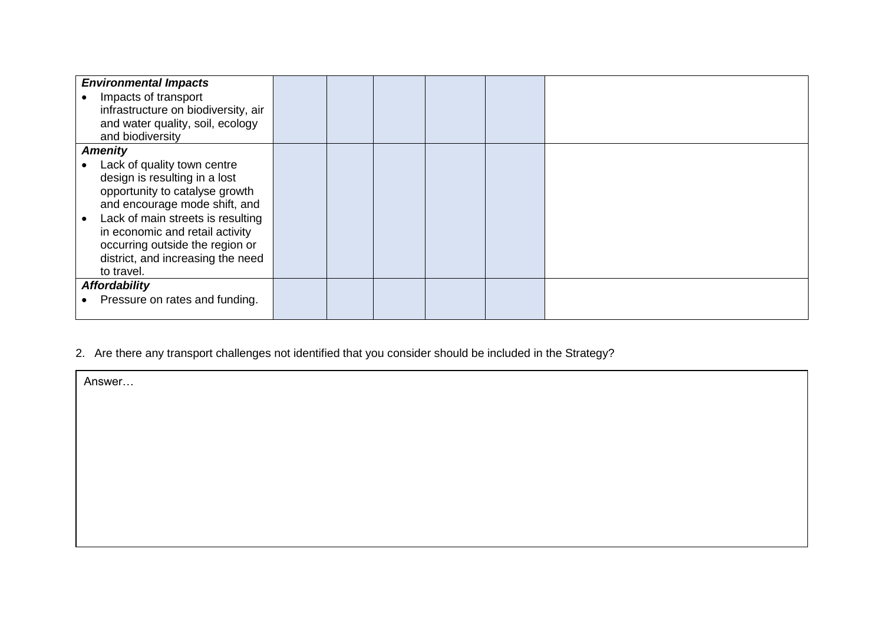| | | | | | | |
|---|---|---|---|---|---|---|
| ***Environmental Impacts***<br>• Impacts of transport infrastructure on biodiversity, air and water quality, soil, ecology and biodiversity | | | | | | |
| ***Amenity***<br>• Lack of quality town centre design is resulting in a lost opportunity to catalyse growth and encourage mode shift, and<br>• Lack of main streets is resulting in economic and retail activity occurring outside the region or district, and increasing the need to travel. | | | | | | |
| ***Affordability***<br>• Pressure on rates and funding. | | | | | | |

2. Are there any transport challenges not identified that you consider should be included in the Strategy?

| Answer… |
|---|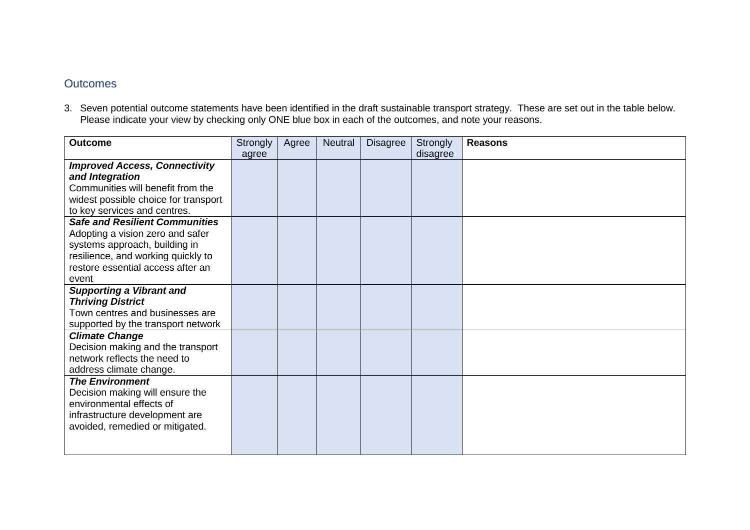## Outcomes

3. Seven potential outcome statements have been identified in the draft sustainable transport strategy. These are set out in the table below. Please indicate your view by checking only ONE blue box in each of the outcomes, and note your reasons.

| Outcome | Strongly agree | Agree | Neutral | Disagree | Strongly disagree | Reasons |
|---|---|---|---|---|---|---|
| ***Improved Access, Connectivity and Integration*** Communities will benefit from the widest possible choice for transport to key services and centres. | | | | | | |
| ***Safe and Resilient Communities*** Adopting a vision zero and safer systems approach, building in resilience, and working quickly to restore essential access after an event | | | | | | |
| ***Supporting a Vibrant and Thriving District*** Town centres and businesses are supported by the transport network | | | | | | |
| ***Climate Change*** Decision making and the transport network reflects the need to address climate change. | | | | | | |
| ***The Environment*** Decision making will ensure the environmental effects of infrastructure development are avoided, remedied or mitigated. | | | | | | |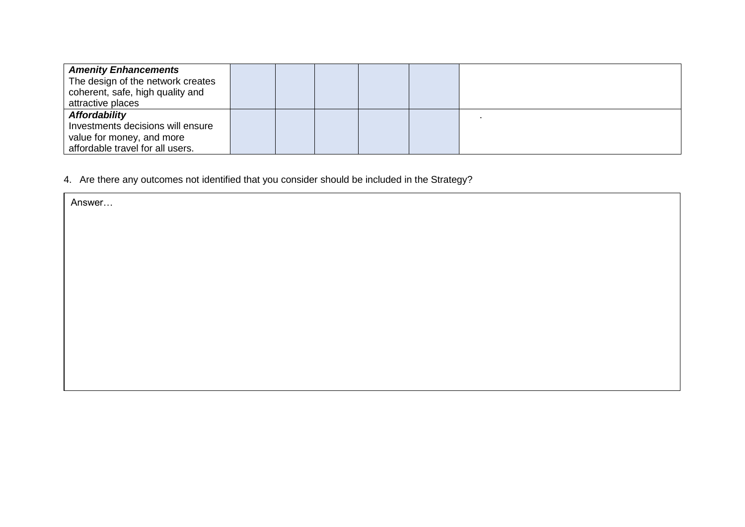| | | | | | | |
|---|---|---|---|---|---|---|
| ***Amenity Enhancements*** The design of the network creates coherent, safe, high quality and attractive places | | | | | | |
| ***Affordability*** Investments decisions will ensure value for money, and more affordable travel for all users. | | | | | | . |

4. Are there any outcomes not identified that you consider should be included in the Strategy?

| Answer… |
|---|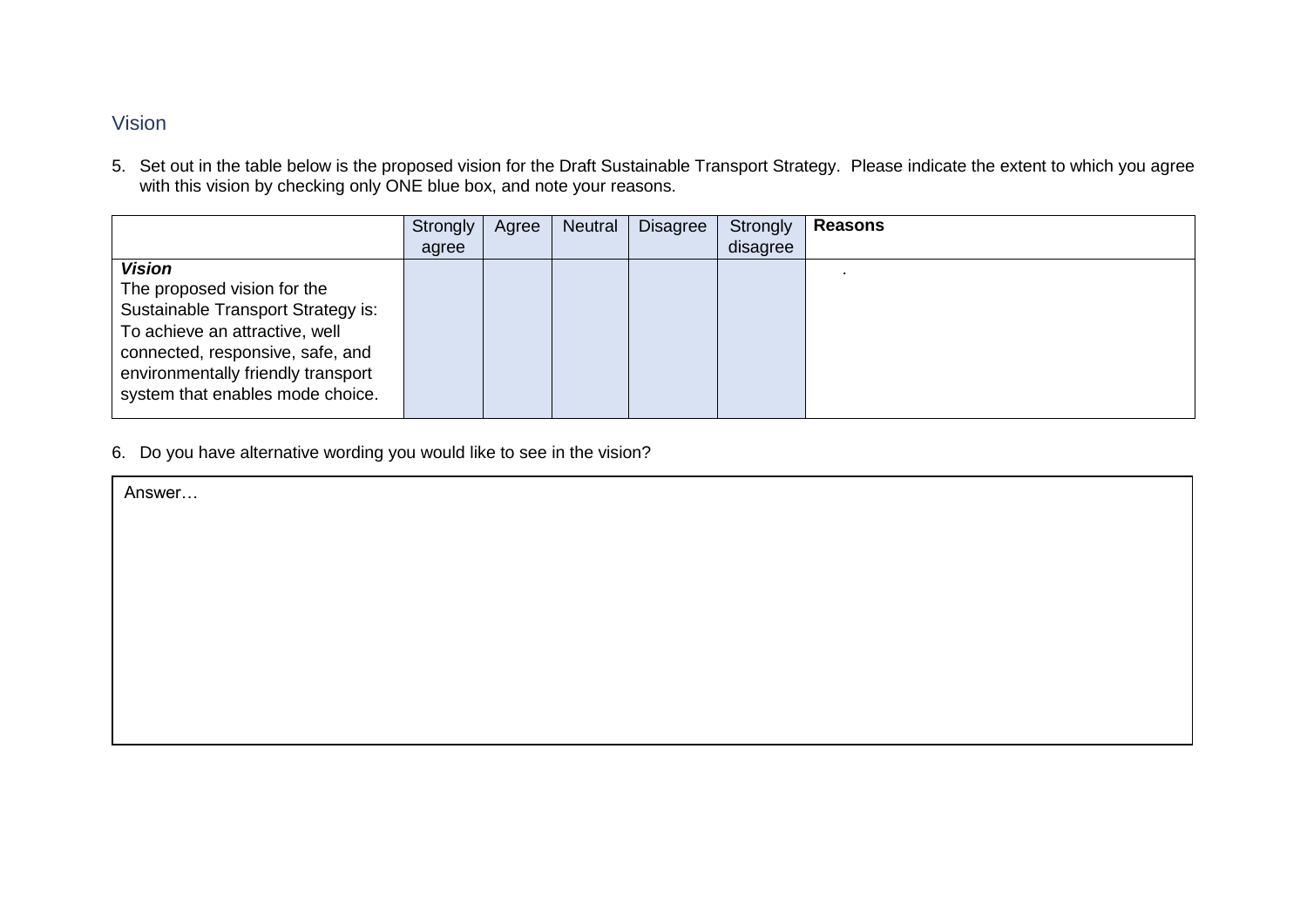## Vision

5. Set out in the table below is the proposed vision for the Draft Sustainable Transport Strategy. Please indicate the extent to which you agree with this vision by checking only ONE blue box, and note your reasons.

| | Strongly agree | Agree | Neutral | Disagree | Strongly disagree | **Reasons** |
|---|---|---|---|---|---|---|
| ***Vision*** The proposed vision for the Sustainable Transport Strategy is: To achieve an attractive, well connected, responsive, safe, and environmentally friendly transport system that enables mode choice. | | | | | | . |

6. Do you have alternative wording you would like to see in the vision?

| Answer… |
|---|
| |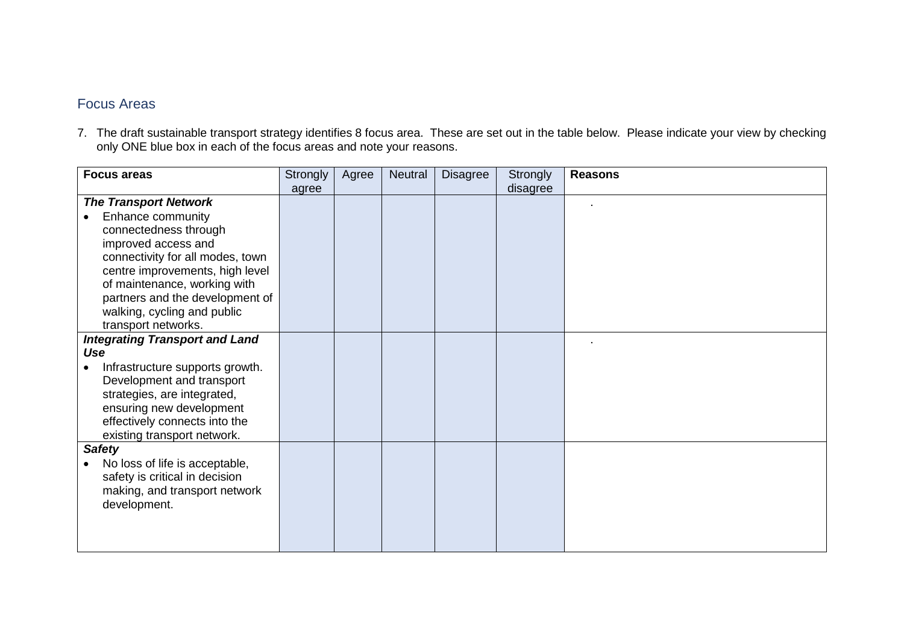## Focus Areas

7. The draft sustainable transport strategy identifies 8 focus area. These are set out in the table below. Please indicate your view by checking only ONE blue box in each of the focus areas and note your reasons.

| Focus areas | Strongly agree | Agree | Neutral | Disagree | Strongly disagree | Reasons |
|---|---|---|---|---|---|---|
| ***The Transport Network***<br>• Enhance community connectedness through improved access and connectivity for all modes, town centre improvements, high level of maintenance, working with partners and the development of walking, cycling and public transport networks. | | | | | | . |
| ***Integrating Transport and Land Use***<br>• Infrastructure supports growth. Development and transport strategies, are integrated, ensuring new development effectively connects into the existing transport network. | | | | | | . |
| ***Safety***<br>• No loss of life is acceptable, safety is critical in decision making, and transport network development. | | | | | | |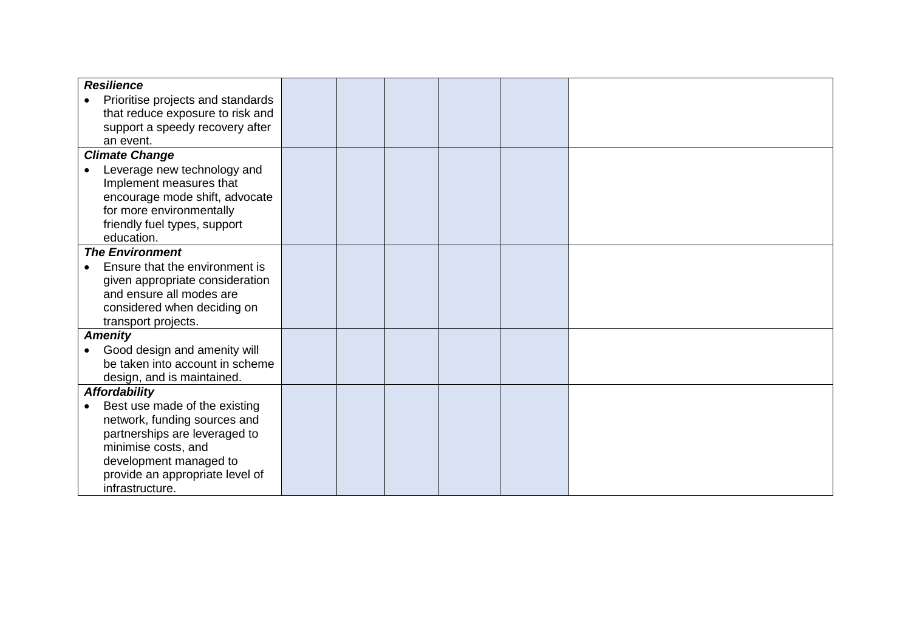| | | | | | | |
|---|---|---|---|---|---|---|
| ***Resilience*** <br>• Prioritise projects and standards that reduce exposure to risk and support a speedy recovery after an event. | | | | | | |
| ***Climate Change*** <br>• Leverage new technology and Implement measures that encourage mode shift, advocate for more environmentally friendly fuel types, support education. | | | | | | |
| ***The Environment*** <br>• Ensure that the environment is given appropriate consideration and ensure all modes are considered when deciding on transport projects. | | | | | | |
| ***Amenity*** <br>• Good design and amenity will be taken into account in scheme design, and is maintained. | | | | | | |
| ***Affordability*** <br>• Best use made of the existing network, funding sources and partnerships are leveraged to minimise costs, and development managed to provide an appropriate level of infrastructure. | | | | | | |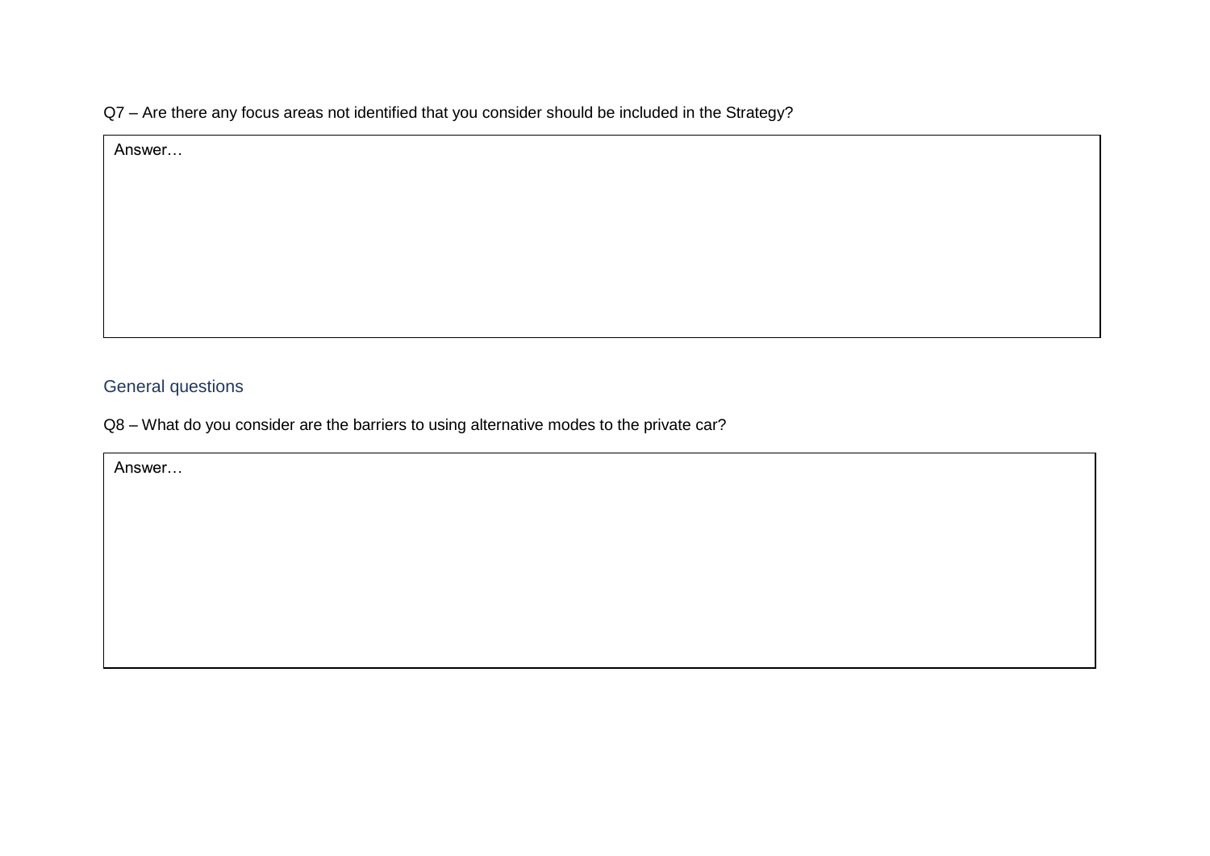Q7 – Are there any focus areas not identified that you consider should be included in the Strategy?

| Answer… |
|---|

## General questions

Q8 – What do you consider are the barriers to using alternative modes to the private car?

| Answer… |
|---|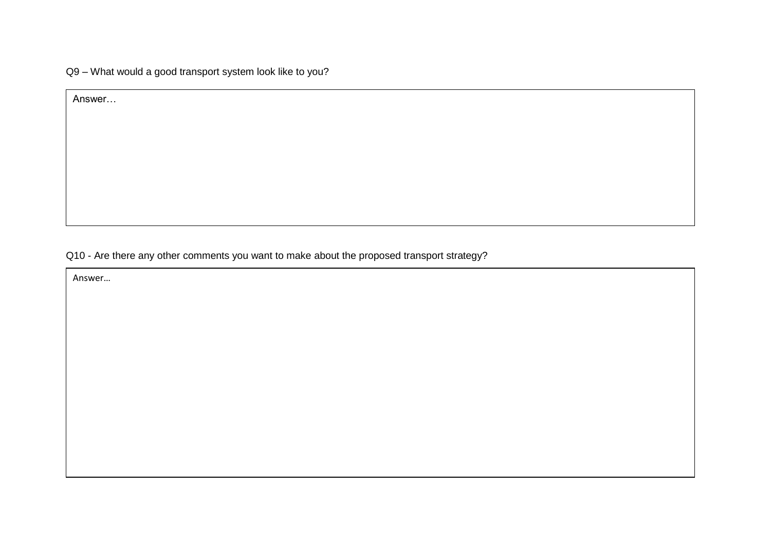Q9 – What would a good transport system look like to you?

| Answer… |
|---|

Q10 - Are there any other comments you want to make about the proposed transport strategy?

| Answer… |
|---|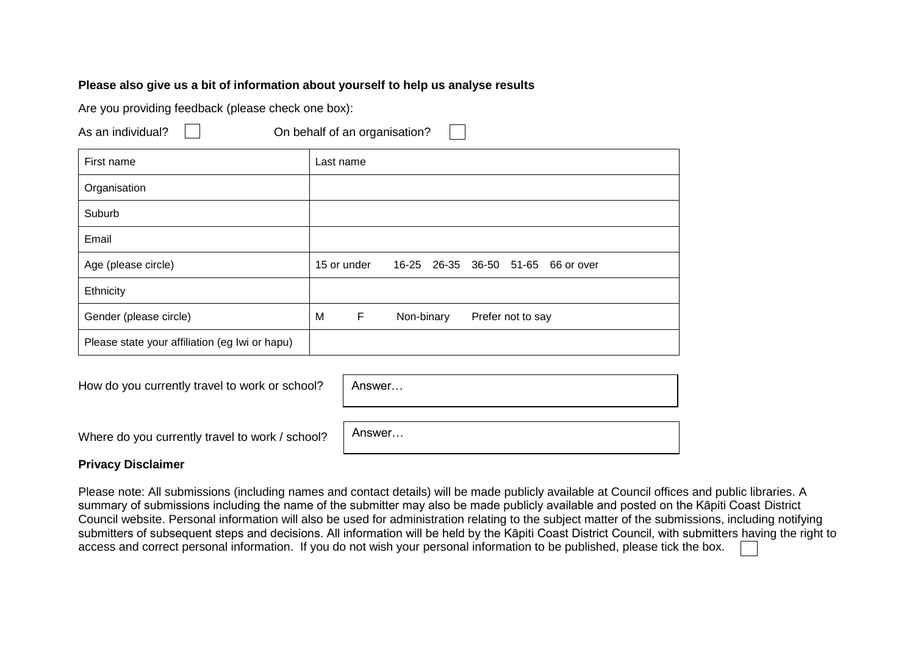**Please also give us a bit of information about yourself to help us analyse results**

Are you providing feedback (please check one box):

As an individual? ☐ On behalf of an organisation? ☐

| | |
|---|---|
| First name | Last name |
| Organisation | |
| Suburb | |
| Email | |
| Age (please circle) | 15 or under 16-25 26-35 36-50 51-65 66 or over |
| Ethnicity | |
| Gender (please circle) | M F Non-binary Prefer not to say |
| Please state your affiliation (eg Iwi or hapu) | |

How do you currently travel to work or school? Answer…

Where do you currently travel to work / school? Answer…

**Privacy Disclaimer**

Please note: All submissions (including names and contact details) will be made publicly available at Council offices and public libraries. A summary of submissions including the name of the submitter may also be made publicly available and posted on the Kāpiti Coast District Council website. Personal information will also be used for administration relating to the subject matter of the submissions, including notifying submitters of subsequent steps and decisions. All information will be held by the Kāpiti Coast District Council, with submitters having the right to access and correct personal information. If you do not wish your personal information to be published, please tick the box. ☐